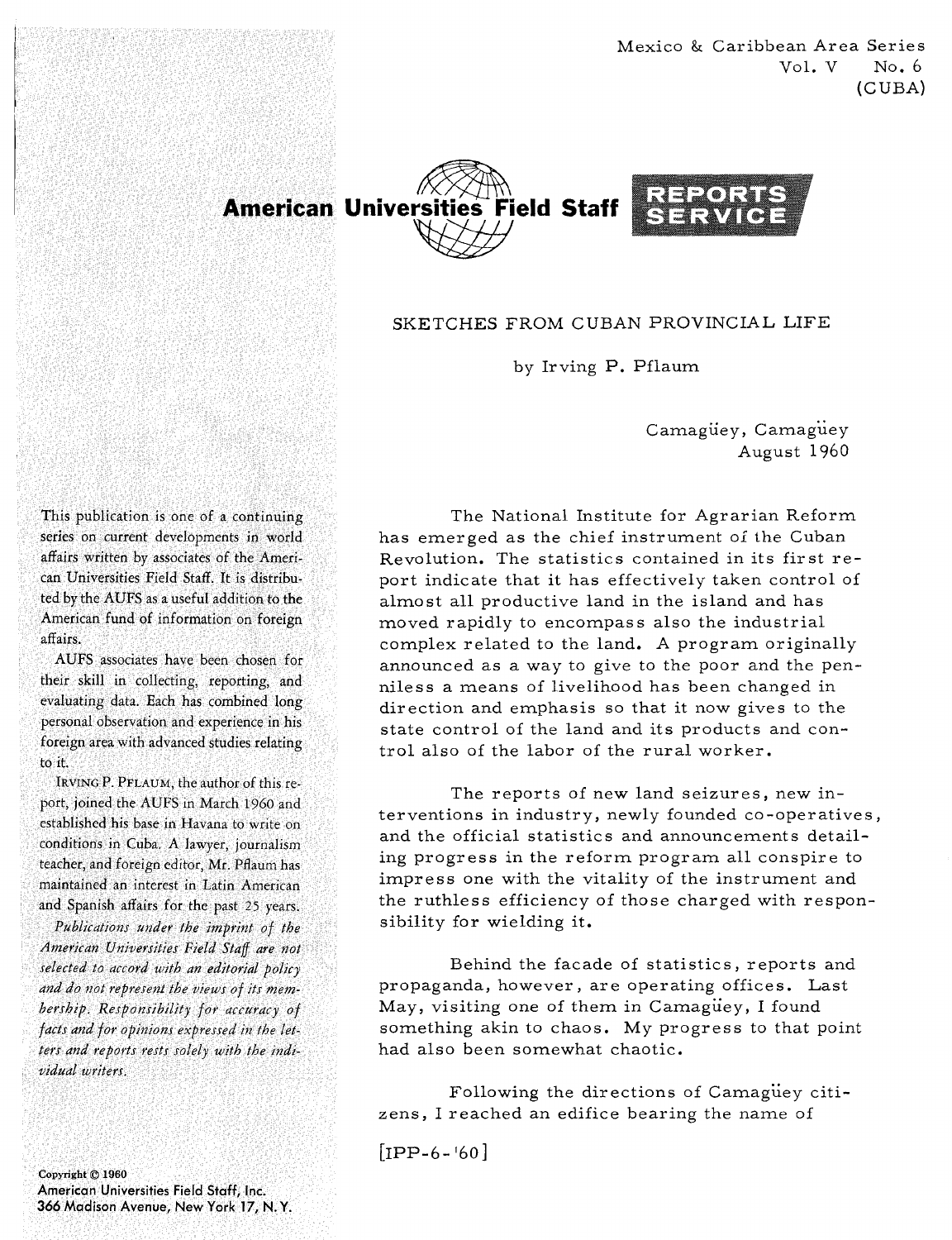Mexico & Caribbean Area Series
Vol. V No. 6
(CUBA)

American Universities Field Staff REPORTS SERVICE

# SKETCHES FROM CUBAN PROVINCIAL LIFE

by Irving P. Pflaum

Camagüey, Camagüey
August 1960

The National Institute for Agrarian Reform has emerged as the chief instrument of the Cuban Revolution. The statistics contained in its first report indicate that it has effectively taken control of almost all productive land in the island and has moved rapidly to encompass also the industrial complex related to the land. A program originally announced as a way to give to the poor and the penniless a means of livelihood has been changed in direction and emphasis so that it now gives to the state control of the land and its products and control also of the labor of the rural worker.

The reports of new land seizures, new interventions in industry, newly founded co-operatives, and the official statistics and announcements detailing progress in the reform program all conspire to impress one with the vitality of the instrument and the ruthless efficiency of those charged with responsibility for wielding it.

Behind the facade of statistics, reports and propaganda, however, are operating offices. Last May, visiting one of them in Camagüey, I found something akin to chaos. My progress to that point had also been somewhat chaotic.

Following the directions of Camagüey citizens, I reached an edifice bearing the name of

[IPP-6-'60]

This publication is one of a continuing series on current developments in world affairs written by associates of the American Universities Field Staff. It is distributed by the AUFS as a useful addition to the American fund of information on foreign affairs.

AUFS associates have been chosen for their skill in collecting, reporting, and evaluating data. Each has combined long personal observation and experience in his foreign area with advanced studies relating to it.

IRVING P. PFLAUM, the author of this report, joined the AUFS in March 1960 and established his base in Havana to write on conditions in Cuba. A lawyer, journalism teacher, and foreign editor, Mr. Pflaum has maintained an interest in Latin American and Spanish affairs for the past 25 years.

*Publications under the imprint of the American Universities Field Staff are not selected to accord with an editorial policy and do not represent the views of its membership. Responsibility for accuracy of facts and for opinions expressed in the letters and reports rests solely with the individual writers.*

Copyright © 1960
American Universities Field Staff, Inc.
366 Madison Avenue, New York 17, N.Y.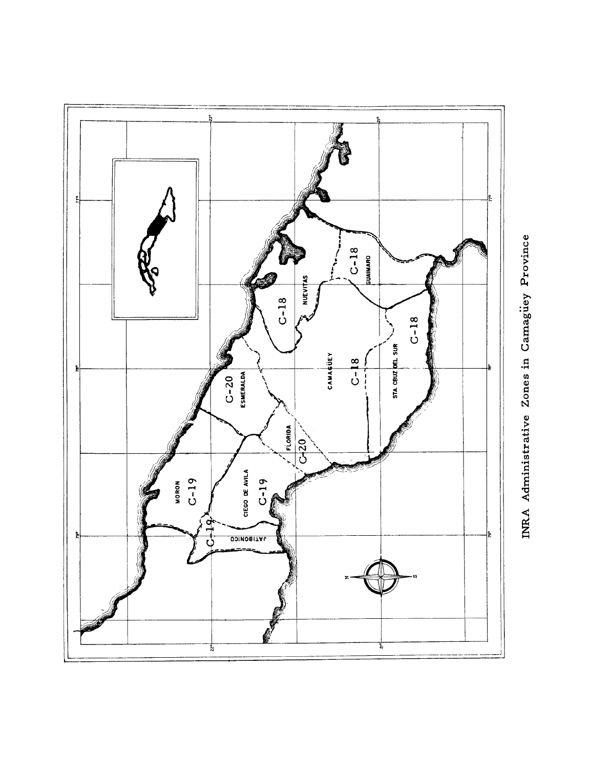INRA Administrative Zones in Camagüey Province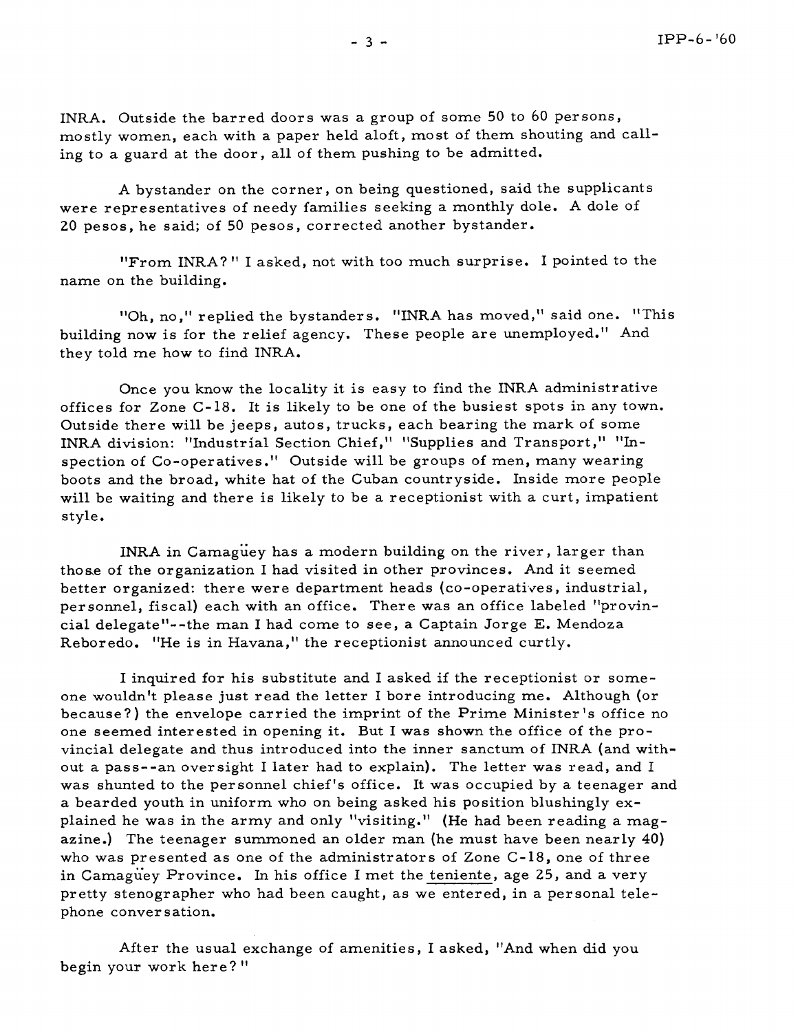INRA. Outside the barred doors was a group of some 50 to 60 persons, mostly women, each with a paper held aloft, most of them shouting and calling to a guard at the door, all of them pushing to be admitted.

A bystander on the corner, on being questioned, said the supplicants were representatives of needy families seeking a monthly dole. A dole of 20 pesos, he said; of 50 pesos, corrected another bystander.

"From INRA?" I asked, not with too much surprise. I pointed to the name on the building.

"Oh, no," replied the bystanders. "INRA has moved," said one. "This building now is for the relief agency. These people are unemployed." And they told me how to find INRA.

Once you know the locality it is easy to find the INRA administrative offices for Zone C-18. It is likely to be one of the busiest spots in any town. Outside there will be jeeps, autos, trucks, each bearing the mark of some INRA division: "Industrial Section Chief," "Supplies and Transport," "Inspection of Co-operatives." Outside will be groups of men, many wearing boots and the broad, white hat of the Cuban countryside. Inside more people will be waiting and there is likely to be a receptionist with a curt, impatient style.

INRA in Camagüey has a modern building on the river, larger than those of the organization I had visited in other provinces. And it seemed better organized: there were department heads (co-operatives, industrial, personnel, fiscal) each with an office. There was an office labeled "provincial delegate"--the man I had come to see, a Captain Jorge E. Mendoza Reboredo. "He is in Havana," the receptionist announced curtly.

I inquired for his substitute and I asked if the receptionist or someone wouldn't please just read the letter I bore introducing me. Although (or because?) the envelope carried the imprint of the Prime Minister's office no one seemed interested in opening it. But I was shown the office of the provincial delegate and thus introduced into the inner sanctum of INRA (and without a pass--an oversight I later had to explain). The letter was read, and I was shunted to the personnel chief's office. It was occupied by a teenager and a bearded youth in uniform who on being asked his position blushingly explained he was in the army and only "visiting." (He had been reading a magazine.) The teenager summoned an older man (he must have been nearly 40) who was presented as one of the administrators of Zone C-18, one of three in Camagüey Province. In his office I met the teniente, age 25, and a very pretty stenographer who had been caught, as we entered, in a personal telephone conversation.

After the usual exchange of amenities, I asked, "And when did you begin your work here?"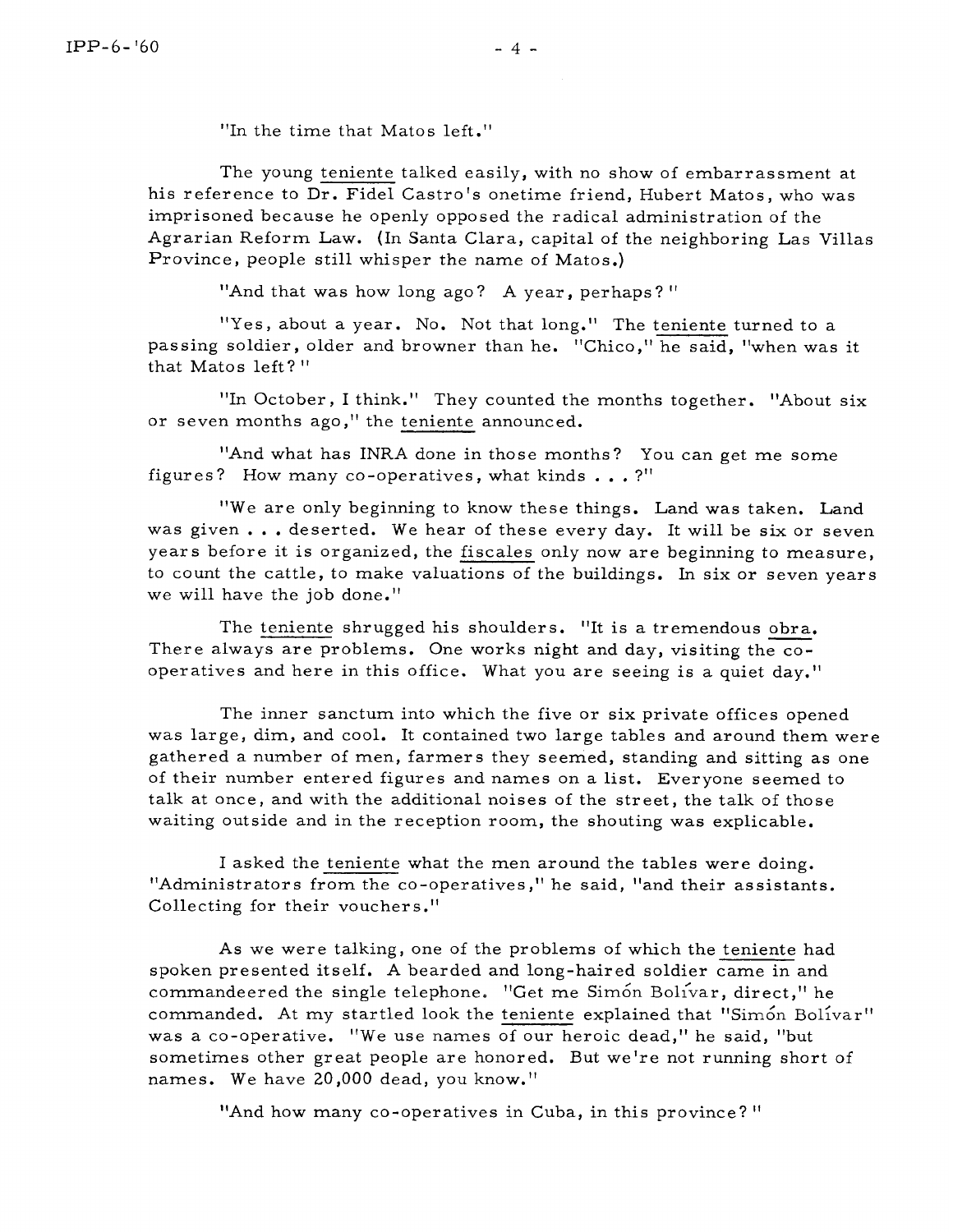"In the time that Matos left."

The young _teniente_ talked easily, with no show of embarrassment at his reference to Dr. Fidel Castro's onetime friend, Hubert Matos, who was imprisoned because he openly opposed the radical administration of the Agrarian Reform Law. (In Santa Clara, capital of the neighboring Las Villas Province, people still whisper the name of Matos.)

"And that was how long ago? A year, perhaps?"

"Yes, about a year. No. Not that long." The _teniente_ turned to a passing soldier, older and browner than he. "Chico," he said, "when was it that Matos left?"

"In October, I think." They counted the months together. "About six or seven months ago," the _teniente_ announced.

"And what has INRA done in those months? You can get me some figures? How many co-operatives, what kinds . . . ?"

"We are only beginning to know these things. Land was taken. Land was given . . . deserted. We hear of these every day. It will be six or seven years before it is organized, the _fiscales_ only now are beginning to measure, to count the cattle, to make valuations of the buildings. In six or seven years we will have the job done."

The _teniente_ shrugged his shoulders. "It is a tremendous _obra_. There always are problems. One works night and day, visiting the co-operatives and here in this office. What you are seeing is a quiet day."

The inner sanctum into which the five or six private offices opened was large, dim, and cool. It contained two large tables and around them were gathered a number of men, farmers they seemed, standing and sitting as one of their number entered figures and names on a list. Everyone seemed to talk at once, and with the additional noises of the street, the talk of those waiting outside and in the reception room, the shouting was explicable.

I asked the _teniente_ what the men around the tables were doing. "Administrators from the co-operatives," he said, "and their assistants. Collecting for their vouchers."

As we were talking, one of the problems of which the _teniente_ had spoken presented itself. A bearded and long-haired soldier came in and commandeered the single telephone. "Get me Simón Bolívar, direct," he commanded. At my startled look the _teniente_ explained that "Simón Bolívar" was a co-operative. "We use names of our heroic dead," he said, "but sometimes other great people are honored. But we're not running short of names. We have 20,000 dead, you know."

"And how many co-operatives in Cuba, in this province?"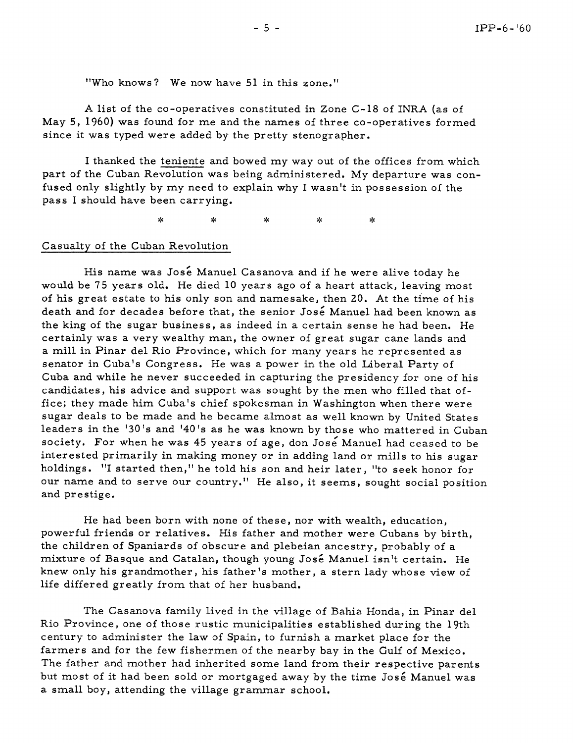"Who knows? We now have 51 in this zone."

A list of the co-operatives constituted in Zone C-18 of INRA (as of May 5, 1960) was found for me and the names of three co-operatives formed since it was typed were added by the pretty stenographer.

I thanked the teniente and bowed my way out of the offices from which part of the Cuban Revolution was being administered. My departure was confused only slightly by my need to explain why I wasn't in possession of the pass I should have been carrying.

\*　　\*　　\*　　\*　　\*

## Casualty of the Cuban Revolution

His name was José Manuel Casanova and if he were alive today he would be 75 years old. He died 10 years ago of a heart attack, leaving most of his great estate to his only son and namesake, then 20. At the time of his death and for decades before that, the senior José Manuel had been known as the king of the sugar business, as indeed in a certain sense he had been. He certainly was a very wealthy man, the owner of great sugar cane lands and a mill in Pinar del Rio Province, which for many years he represented as senator in Cuba's Congress. He was a power in the old Liberal Party of Cuba and while he never succeeded in capturing the presidency for one of his candidates, his advice and support was sought by the men who filled that office; they made him Cuba's chief spokesman in Washington when there were sugar deals to be made and he became almost as well known by United States leaders in the '30's and '40's as he was known by those who mattered in Cuban society. For when he was 45 years of age, don José Manuel had ceased to be interested primarily in making money or in adding land or mills to his sugar holdings. "I started then," he told his son and heir later, "to seek honor for our name and to serve our country." He also, it seems, sought social position and prestige.

He had been born with none of these, nor with wealth, education, powerful friends or relatives. His father and mother were Cubans by birth, the children of Spaniards of obscure and plebeian ancestry, probably of a mixture of Basque and Catalan, though young José Manuel isn't certain. He knew only his grandmother, his father's mother, a stern lady whose view of life differed greatly from that of her husband.

The Casanova family lived in the village of Bahia Honda, in Pinar del Rio Province, one of those rustic municipalities established during the 19th century to administer the law of Spain, to furnish a market place for the farmers and for the few fishermen of the nearby bay in the Gulf of Mexico. The father and mother had inherited some land from their respective parents but most of it had been sold or mortgaged away by the time José Manuel was a small boy, attending the village grammar school.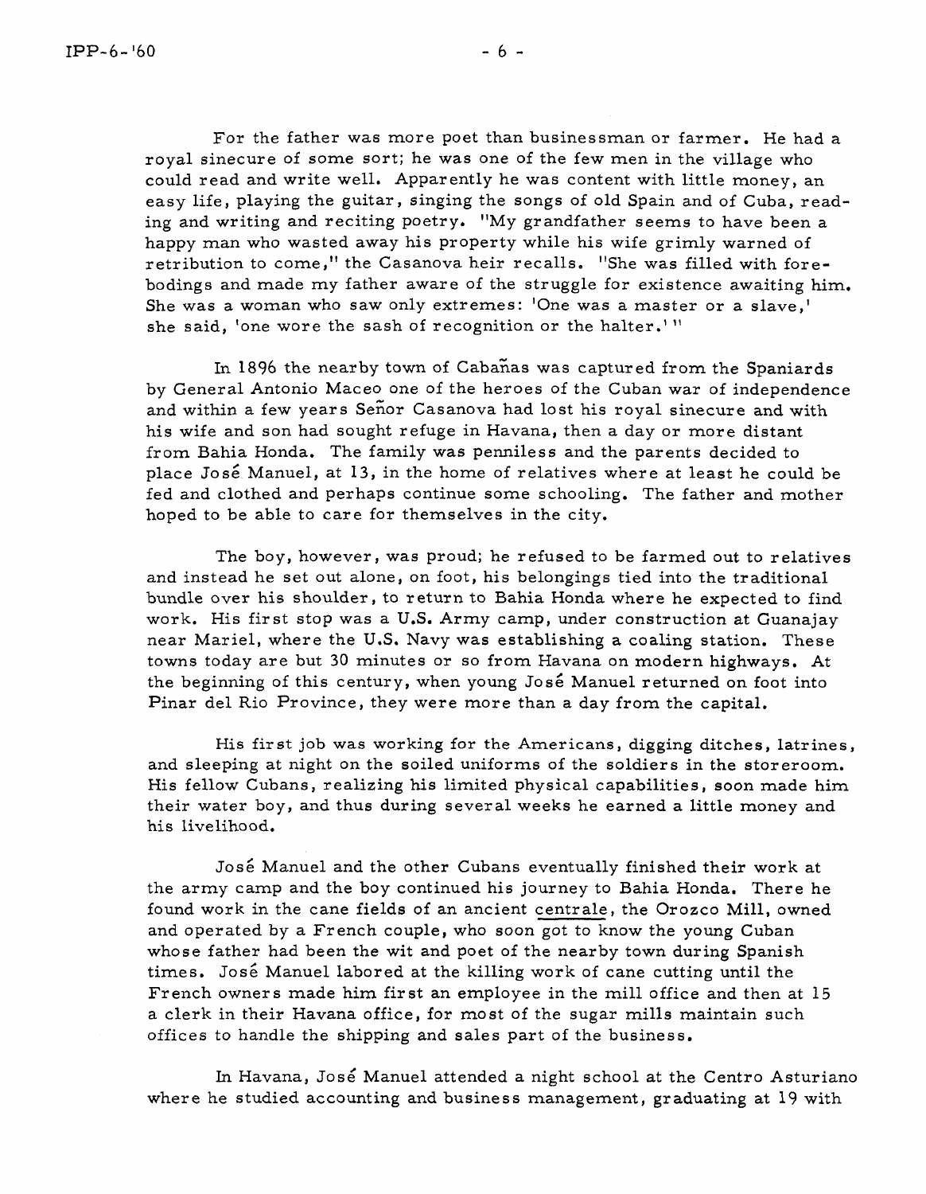For the father was more poet than businessman or farmer. He had a royal sinecure of some sort; he was one of the few men in the village who could read and write well. Apparently he was content with little money, an easy life, playing the guitar, singing the songs of old Spain and of Cuba, reading and writing and reciting poetry. "My grandfather seems to have been a happy man who wasted away his property while his wife grimly warned of retribution to come," the Casanova heir recalls. "She was filled with forebodings and made my father aware of the struggle for existence awaiting him. She was a woman who saw only extremes: 'One was a master or a slave,' she said, 'one wore the sash of recognition or the halter.'"

In 1896 the nearby town of Cabañas was captured from the Spaniards by General Antonio Maceo one of the heroes of the Cuban war of independence and within a few years Señor Casanova had lost his royal sinecure and with his wife and son had sought refuge in Havana, then a day or more distant from Bahia Honda. The family was penniless and the parents decided to place José Manuel, at 13, in the home of relatives where at least he could be fed and clothed and perhaps continue some schooling. The father and mother hoped to be able to care for themselves in the city.

The boy, however, was proud; he refused to be farmed out to relatives and instead he set out alone, on foot, his belongings tied into the traditional bundle over his shoulder, to return to Bahia Honda where he expected to find work. His first stop was a U.S. Army camp, under construction at Guanajay near Mariel, where the U.S. Navy was establishing a coaling station. These towns today are but 30 minutes or so from Havana on modern highways. At the beginning of this century, when young José Manuel returned on foot into Pinar del Rio Province, they were more than a day from the capital.

His first job was working for the Americans, digging ditches, latrines, and sleeping at night on the soiled uniforms of the soldiers in the storeroom. His fellow Cubans, realizing his limited physical capabilities, soon made him their water boy, and thus during several weeks he earned a little money and his livelihood.

José Manuel and the other Cubans eventually finished their work at the army camp and the boy continued his journey to Bahia Honda. There he found work in the cane fields of an ancient centrale, the Orozco Mill, owned and operated by a French couple, who soon got to know the young Cuban whose father had been the wit and poet of the nearby town during Spanish times. José Manuel labored at the killing work of cane cutting until the French owners made him first an employee in the mill office and then at 15 a clerk in their Havana office, for most of the sugar mills maintain such offices to handle the shipping and sales part of the business.

In Havana, José Manuel attended a night school at the Centro Asturiano where he studied accounting and business management, graduating at 19 with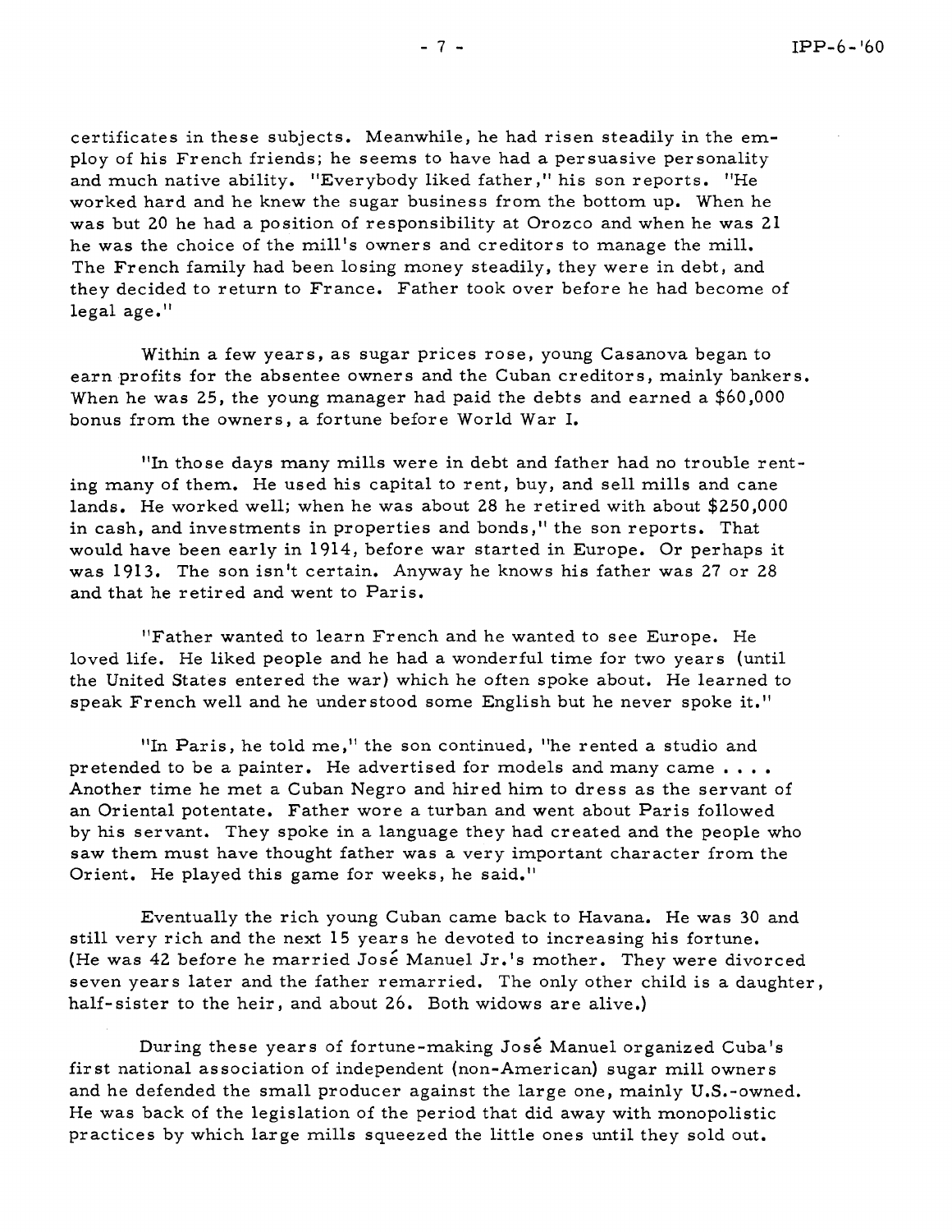certificates in these subjects. Meanwhile, he had risen steadily in the employ of his French friends; he seems to have had a persuasive personality and much native ability. "Everybody liked father," his son reports. "He worked hard and he knew the sugar business from the bottom up. When he was but 20 he had a position of responsibility at Orozco and when he was 21 he was the choice of the mill's owners and creditors to manage the mill. The French family had been losing money steadily, they were in debt, and they decided to return to France. Father took over before he had become of legal age."

Within a few years, as sugar prices rose, young Casanova began to earn profits for the absentee owners and the Cuban creditors, mainly bankers. When he was 25, the young manager had paid the debts and earned a $60,000 bonus from the owners, a fortune before World War I.

"In those days many mills were in debt and father had no trouble renting many of them. He used his capital to rent, buy, and sell mills and cane lands. He worked well; when he was about 28 he retired with about $250,000 in cash, and investments in properties and bonds," the son reports. That would have been early in 1914, before war started in Europe. Or perhaps it was 1913. The son isn't certain. Anyway he knows his father was 27 or 28 and that he retired and went to Paris.

"Father wanted to learn French and he wanted to see Europe. He loved life. He liked people and he had a wonderful time for two years (until the United States entered the war) which he often spoke about. He learned to speak French well and he understood some English but he never spoke it."

"In Paris, he told me," the son continued, "he rented a studio and pretended to be a painter. He advertised for models and many came . . . . Another time he met a Cuban Negro and hired him to dress as the servant of an Oriental potentate. Father wore a turban and went about Paris followed by his servant. They spoke in a language they had created and the people who saw them must have thought father was a very important character from the Orient. He played this game for weeks, he said."

Eventually the rich young Cuban came back to Havana. He was 30 and still very rich and the next 15 years he devoted to increasing his fortune. (He was 42 before he married José Manuel Jr.'s mother. They were divorced seven years later and the father remarried. The only other child is a daughter, half-sister to the heir, and about 26. Both widows are alive.)

During these years of fortune-making José Manuel organized Cuba's first national association of independent (non-American) sugar mill owners and he defended the small producer against the large one, mainly U.S.-owned. He was back of the legislation of the period that did away with monopolistic practices by which large mills squeezed the little ones until they sold out.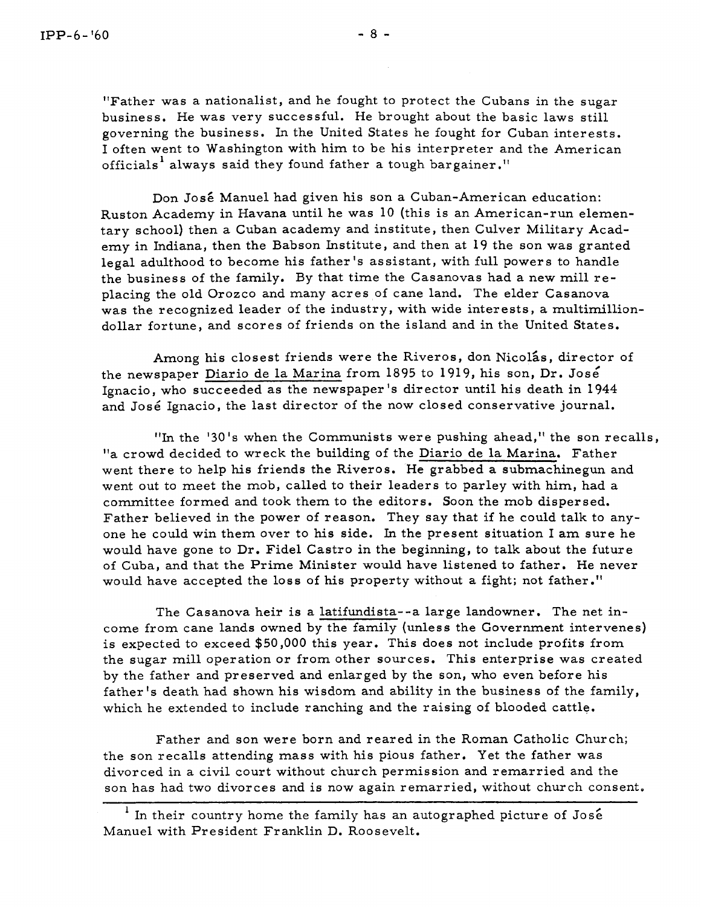"Father was a nationalist, and he fought to protect the Cubans in the sugar business. He was very successful. He brought about the basic laws still governing the business. In the United States he fought for Cuban interests. I often went to Washington with him to be his interpreter and the American officials[1] always said they found father a tough bargainer."

Don José Manuel had given his son a Cuban-American education: Ruston Academy in Havana until he was 10 (this is an American-run elementary school) then a Cuban academy and institute, then Culver Military Academy in Indiana, then the Babson Institute, and then at 19 the son was granted legal adulthood to become his father's assistant, with full powers to handle the business of the family. By that time the Casanovas had a new mill replacing the old Orozco and many acres of cane land. The elder Casanova was the recognized leader of the industry, with wide interests, a multimillion-dollar fortune, and scores of friends on the island and in the United States.

Among his closest friends were the Riveros, don Nicolás, director of the newspaper Diario de la Marina from 1895 to 1919, his son, Dr. José Ignacio, who succeeded as the newspaper's director until his death in 1944 and José Ignacio, the last director of the now closed conservative journal.

"In the '30's when the Communists were pushing ahead," the son recalls, "a crowd decided to wreck the building of the Diario de la Marina. Father went there to help his friends the Riveros. He grabbed a submachinegun and went out to meet the mob, called to their leaders to parley with him, had a committee formed and took them to the editors. Soon the mob dispersed. Father believed in the power of reason. They say that if he could talk to anyone he could win them over to his side. In the present situation I am sure he would have gone to Dr. Fidel Castro in the beginning, to talk about the future of Cuba, and that the Prime Minister would have listened to father. He never would have accepted the loss of his property without a fight; not father."

The Casanova heir is a latifundista--a large landowner. The net income from cane lands owned by the family (unless the Government intervenes) is expected to exceed $50,000 this year. This does not include profits from the sugar mill operation or from other sources. This enterprise was created by the father and preserved and enlarged by the son, who even before his father's death had shown his wisdom and ability in the business of the family, which he extended to include ranching and the raising of blooded cattle.

Father and son were born and reared in the Roman Catholic Church; the son recalls attending mass with his pious father. Yet the father was divorced in a civil court without church permission and remarried and the son has had two divorces and is now again remarried, without church consent.

---

[1] In their country home the family has an autographed picture of José Manuel with President Franklin D. Roosevelt.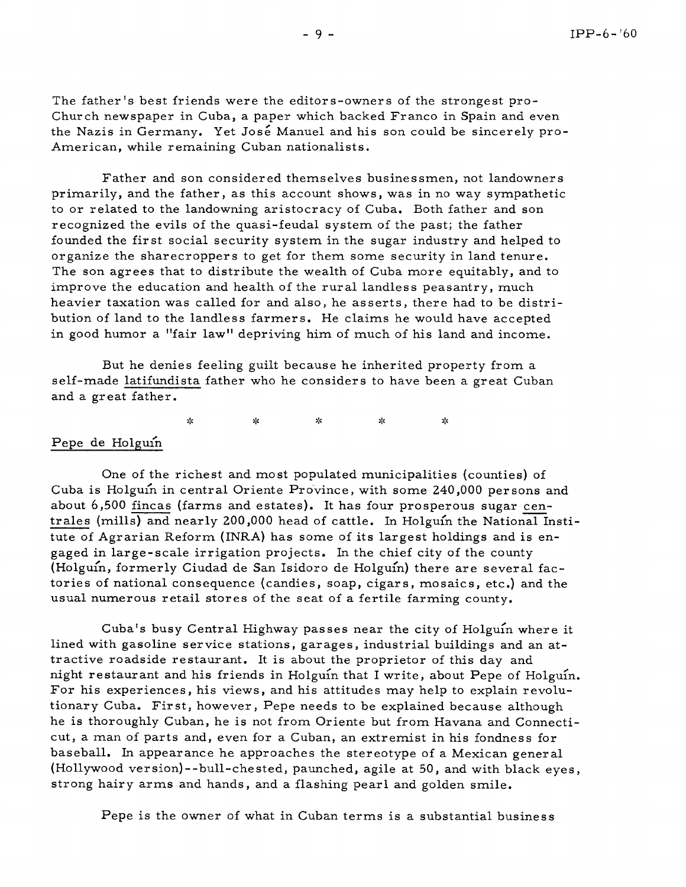The father's best friends were the editors-owners of the strongest pro-Church newspaper in Cuba, a paper which backed Franco in Spain and even the Nazis in Germany. Yet José Manuel and his son could be sincerely pro-American, while remaining Cuban nationalists.

Father and son considered themselves businessmen, not landowners primarily, and the father, as this account shows, was in no way sympathetic to or related to the landowning aristocracy of Cuba. Both father and son recognized the evils of the quasi-feudal system of the past; the father founded the first social security system in the sugar industry and helped to organize the sharecroppers to get for them some security in land tenure. The son agrees that to distribute the wealth of Cuba more equitably, and to improve the education and health of the rural landless peasantry, much heavier taxation was called for and also, he asserts, there had to be distribution of land to the landless farmers. He claims he would have accepted in good humor a "fair law" depriving him of much of his land and income.

But he denies feeling guilt because he inherited property from a self-made *latifundista* father who he considers to have been a great Cuban and a great father.

\* \* \* \* \*

## Pepe de Holguín

One of the richest and most populated municipalities (counties) of Cuba is Holguín in central Oriente Province, with some 240,000 persons and about 6,500 *fincas* (farms and estates). It has four prosperous sugar *centrales* (mills) and nearly 200,000 head of cattle. In Holguín the National Institute of Agrarian Reform (INRA) has some of its largest holdings and is engaged in large-scale irrigation projects. In the chief city of the county (Holguín, formerly Ciudad de San Isidoro de Holguín) there are several factories of national consequence (candies, soap, cigars, mosaics, etc.) and the usual numerous retail stores of the seat of a fertile farming county.

Cuba's busy Central Highway passes near the city of Holguín where it lined with gasoline service stations, garages, industrial buildings and an attractive roadside restaurant. It is about the proprietor of this day and night restaurant and his friends in Holguín that I write, about Pepe of Holguín. For his experiences, his views, and his attitudes may help to explain revolutionary Cuba. First, however, Pepe needs to be explained because although he is thoroughly Cuban, he is not from Oriente but from Havana and Connecticut, a man of parts and, even for a Cuban, an extremist in his fondness for baseball. In appearance he approaches the stereotype of a Mexican general (Hollywood version)--bull-chested, paunched, agile at 50, and with black eyes, strong hairy arms and hands, and a flashing pearl and golden smile.

Pepe is the owner of what in Cuban terms is a substantial business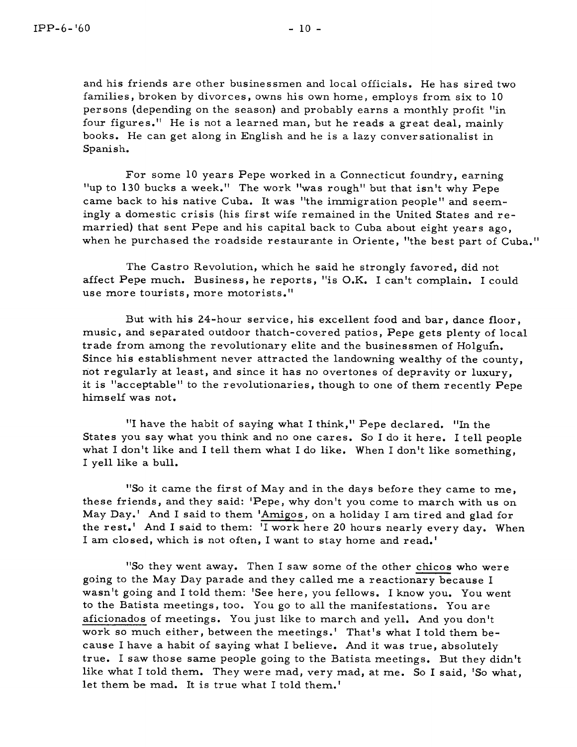and his friends are other businessmen and local officials. He has sired two families, broken by divorces, owns his own home, employs from six to 10 persons (depending on the season) and probably earns a monthly profit "in four figures." He is not a learned man, but he reads a great deal, mainly books. He can get along in English and he is a lazy conversationalist in Spanish.

For some 10 years Pepe worked in a Connecticut foundry, earning "up to 130 bucks a week." The work "was rough" but that isn't why Pepe came back to his native Cuba. It was "the immigration people" and seemingly a domestic crisis (his first wife remained in the United States and remarried) that sent Pepe and his capital back to Cuba about eight years ago, when he purchased the roadside restaurante in Oriente, "the best part of Cuba."

The Castro Revolution, which he said he strongly favored, did not affect Pepe much. Business, he reports, "is O.K. I can't complain. I could use more tourists, more motorists."

But with his 24-hour service, his excellent food and bar, dance floor, music, and separated outdoor thatch-covered patios, Pepe gets plenty of local trade from among the revolutionary elite and the businessmen of Holguín. Since his establishment never attracted the landowning wealthy of the county, not regularly at least, and since it has no overtones of depravity or luxury, it is "acceptable" to the revolutionaries, though to one of them recently Pepe himself was not.

"I have the habit of saying what I think," Pepe declared. "In the States you say what you think and no one cares. So I do it here. I tell people what I don't like and I tell them what I do like. When I don't like something, I yell like a bull.

"So it came the first of May and in the days before they came to me, these friends, and they said: 'Pepe, why don't you come to march with us on May Day.' And I said to them '<u>Amigos</u>, on a holiday I am tired and glad for the rest.' And I said to them: 'I work here 20 hours nearly every day. When I am closed, which is not often, I want to stay home and read.'

"So they went away. Then I saw some of the other <u>chicos</u> who were going to the May Day parade and they called me a reactionary because I wasn't going and I told them: 'See here, you fellows. I know you. You went to the Batista meetings, too. You go to all the manifestations. You are <u>aficionados</u> of meetings. You just like to march and yell. And you don't work so much either, between the meetings.' That's what I told them because I have a habit of saying what I believe. And it was true, absolutely true. I saw those same people going to the Batista meetings. But they didn't like what I told them. They were mad, very mad, at me. So I said, 'So what, let them be mad. It is true what I told them.'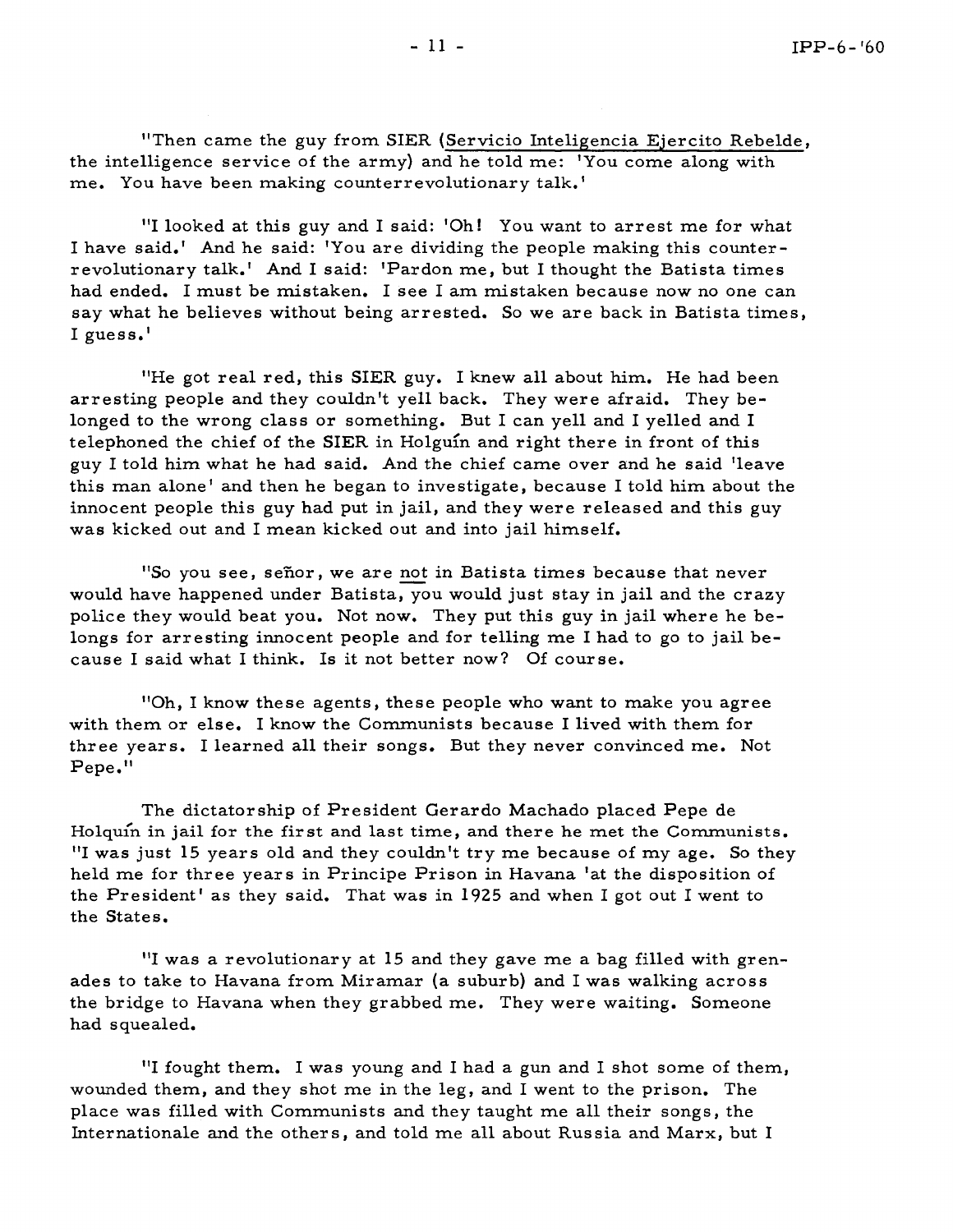"Then came the guy from SIER (Servicio Inteligencia Ejercito Rebelde, the intelligence service of the army) and he told me: 'You come along with me. You have been making counterrevolutionary talk.'

"I looked at this guy and I said: 'Oh! You want to arrest me for what I have said.' And he said: 'You are dividing the people making this counterrevolutionary talk.' And I said: 'Pardon me, but I thought the Batista times had ended. I must be mistaken. I see I am mistaken because now no one can say what he believes without being arrested. So we are back in Batista times, I guess.'

"He got real red, this SIER guy. I knew all about him. He had been arresting people and they couldn't yell back. They were afraid. They belonged to the wrong class or something. But I can yell and I yelled and I telephoned the chief of the SIER in Holguín and right there in front of this guy I told him what he had said. And the chief came over and he said 'leave this man alone' and then he began to investigate, because I told him about the innocent people this guy had put in jail, and they were released and this guy was kicked out and I mean kicked out and into jail himself.

"So you see, señor, we are not in Batista times because that never would have happened under Batista, you would just stay in jail and the crazy police they would beat you. Not now. They put this guy in jail where he belongs for arresting innocent people and for telling me I had to go to jail because I said what I think. Is it not better now? Of course.

"Oh, I know these agents, these people who want to make you agree with them or else. I know the Communists because I lived with them for three years. I learned all their songs. But they never convinced me. Not Pepe."

The dictatorship of President Gerardo Machado placed Pepe de Holguín in jail for the first and last time, and there he met the Communists. "I was just 15 years old and they couldn't try me because of my age. So they held me for three years in Principe Prison in Havana 'at the disposition of the President' as they said. That was in 1925 and when I got out I went to the States.

"I was a revolutionary at 15 and they gave me a bag filled with grenades to take to Havana from Miramar (a suburb) and I was walking across the bridge to Havana when they grabbed me. They were waiting. Someone had squealed.

"I fought them. I was young and I had a gun and I shot some of them, wounded them, and they shot me in the leg, and I went to the prison. The place was filled with Communists and they taught me all their songs, the Internationale and the others, and told me all about Russia and Marx, but I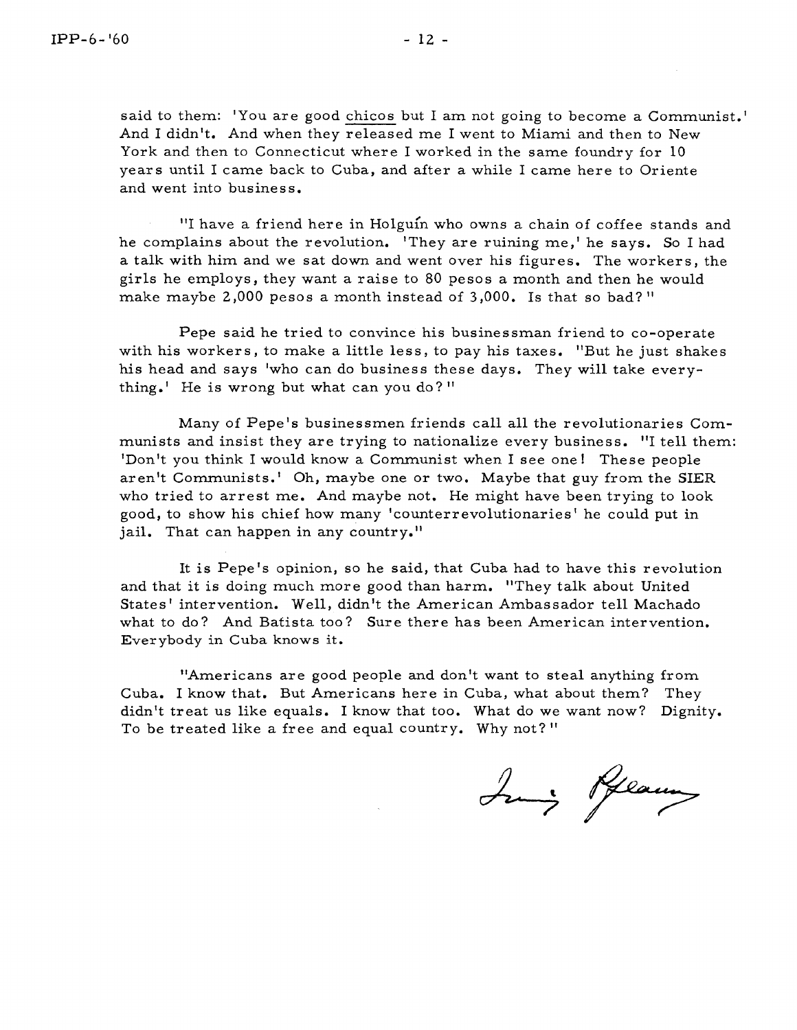said to them: 'You are good <u>chicos</u> but I am not going to become a Communist.' And I didn't. And when they released me I went to Miami and then to New York and then to Connecticut where I worked in the same foundry for 10 years until I came back to Cuba, and after a while I came here to Oriente and went into business.

"I have a friend here in Holguín who owns a chain of coffee stands and he complains about the revolution. 'They are ruining me,' he says. So I had a talk with him and we sat down and went over his figures. The workers, the girls he employs, they want a raise to 80 pesos a month and then he would make maybe 2,000 pesos a month instead of 3,000. Is that so bad?"

Pepe said he tried to convince his businessman friend to co-operate with his workers, to make a little less, to pay his taxes. "But he just shakes his head and says 'who can do business these days. They will take everything.' He is wrong but what can you do?"

Many of Pepe's businessmen friends call all the revolutionaries Communists and insist they are trying to nationalize every business. "I tell them: 'Don't you think I would know a Communist when I see one! These people aren't Communists.' Oh, maybe one or two. Maybe that guy from the SIER who tried to arrest me. And maybe not. He might have been trying to look good, to show his chief how many 'counterrevolutionaries' he could put in jail. That can happen in any country."

It is Pepe's opinion, so he said, that Cuba had to have this revolution and that it is doing much more good than harm. "They talk about United States' intervention. Well, didn't the American Ambassador tell Machado what to do? And Batista too? Sure there has been American intervention. Everybody in Cuba knows it.

"Americans are good people and don't want to steal anything from Cuba. I know that. But Americans here in Cuba, what about them? They didn't treat us like equals. I know that too. What do we want now? Dignity. To be treated like a free and equal country. Why not?"